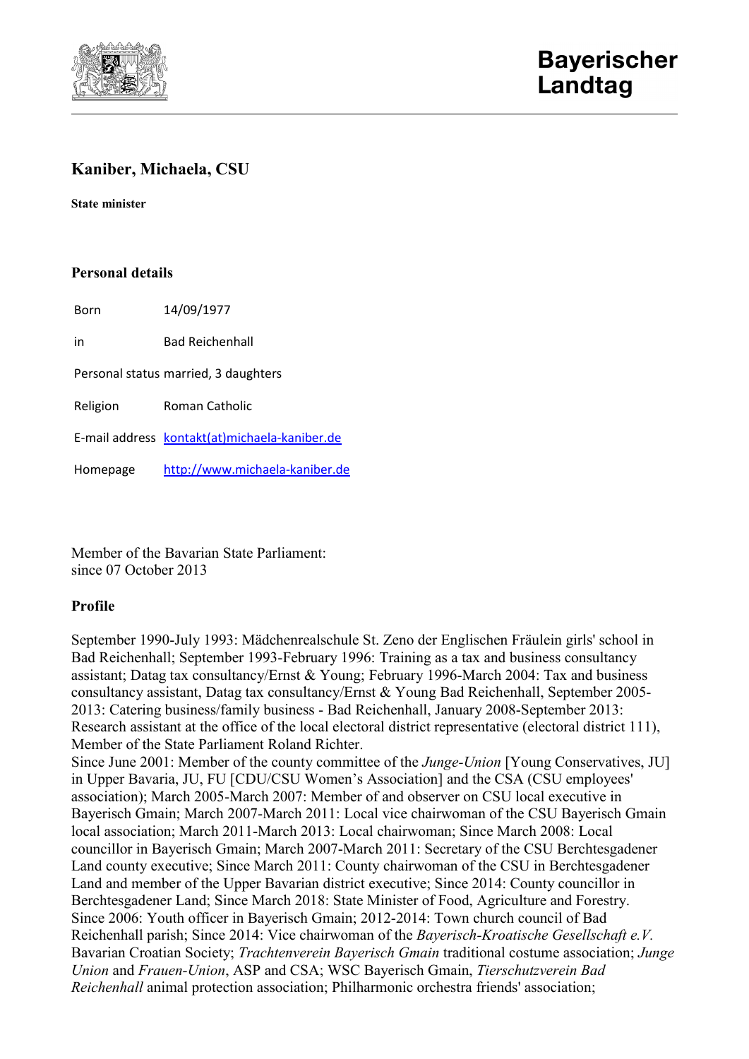Bayerischer Landtag

# Kaniber, Michaela, CSU

**State minister**

## Personal details

| | |
|---|---|
| Born | 14/09/1977 |
| in | Bad Reichenhall |
| Personal status | married, 3 daughters |
| Religion | Roman Catholic |
| E-mail address | kontakt(at)michaela-kaniber.de |
| Homepage | http://www.michaela-kaniber.de |

Member of the Bavarian State Parliament:
since 07 October 2013

## Profile

September 1990-July 1993: Mädchenrealschule St. Zeno der Englischen Fräulein girls' school in Bad Reichenhall; September 1993-February 1996: Training as a tax and business consultancy assistant; Datag tax consultancy/Ernst & Young; February 1996-March 2004: Tax and business consultancy assistant, Datag tax consultancy/Ernst & Young Bad Reichenhall, September 2005-2013: Catering business/family business - Bad Reichenhall, January 2008-September 2013: Research assistant at the office of the local electoral district representative (electoral district 111), Member of the State Parliament Roland Richter.
Since June 2001: Member of the county committee of the *Junge-Union* [Young Conservatives, JU] in Upper Bavaria, JU, FU [CDU/CSU Women's Association] and the CSA (CSU employees' association); March 2005-March 2007: Member of and observer on CSU local executive in Bayerisch Gmain; March 2007-March 2011: Local vice chairwoman of the CSU Bayerisch Gmain local association; March 2011-March 2013: Local chairwoman; Since March 2008: Local councillor in Bayerisch Gmain; March 2007-March 2011: Secretary of the CSU Berchtesgadener Land county executive; Since March 2011: County chairwoman of the CSU in Berchtesgadener Land and member of the Upper Bavarian district executive; Since 2014: County councillor in Berchtesgadener Land; Since March 2018: State Minister of Food, Agriculture and Forestry.
Since 2006: Youth officer in Bayerisch Gmain; 2012-2014: Town church council of Bad Reichenhall parish; Since 2014: Vice chairwoman of the *Bayerisch-Kroatische Gesellschaft e.V.* Bavarian Croatian Society; *Trachtenverein Bayerisch Gmain* traditional costume association; *Junge Union* and *Frauen-Union*, ASP and CSA; WSC Bayerisch Gmain, *Tierschutzverein Bad Reichenhall* animal protection association; Philharmonic orchestra friends' association;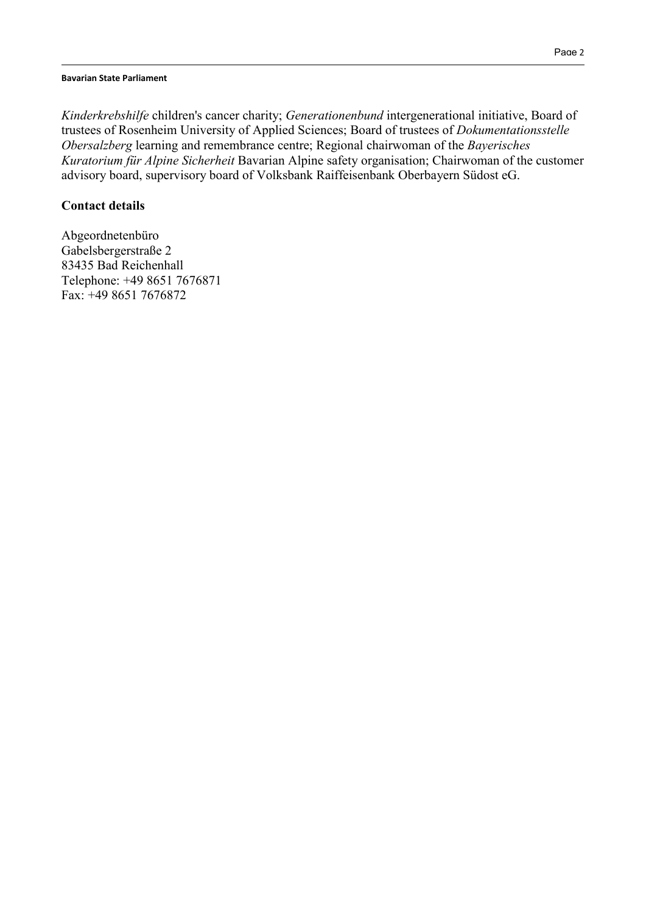*Kinderkrebshilfe* children's cancer charity; *Generationenbund* intergenerational initiative, Board of trustees of Rosenheim University of Applied Sciences; Board of trustees of *Dokumentationsstelle Obersalzberg* learning and remembrance centre; Regional chairwoman of the *Bayerisches Kuratorium für Alpine Sicherheit* Bavarian Alpine safety organisation; Chairwoman of the customer advisory board, supervisory board of Volksbank Raiffeisenbank Oberbayern Südost eG.

## Contact details

Abgeordnetenbüro
Gabelsbergerstraße 2
83435 Bad Reichenhall
Telephone: +49 8651 7676871
Fax: +49 8651 7676872